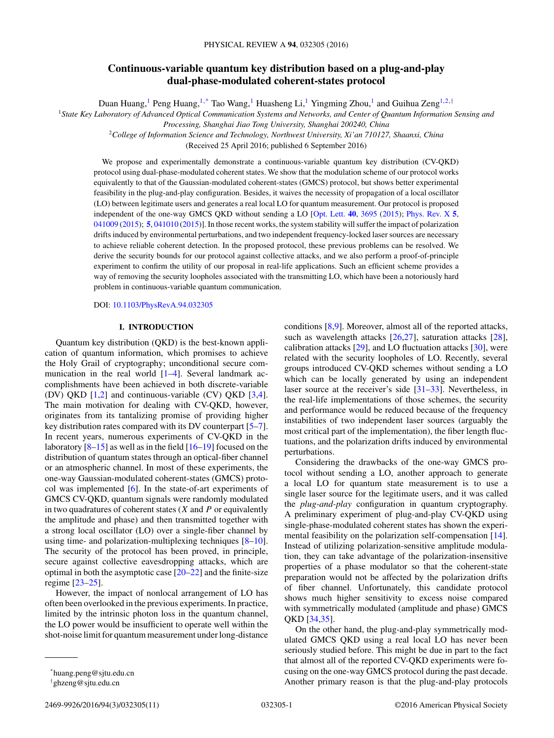# Continuous-variable quantum key distribution based on a plug-and-play dual-phase-modulated coherent-states protocol

Duan Huang,[1] Peng Huang,[1,*] Tao Wang,[1] Huasheng Li,[1] Yingming Zhou,[1] and Guihua Zeng[1,2,†]

[1]State Key Laboratory of Advanced Optical Communication Systems and Networks, and Center of Quantum Information Sensing and Processing, Shanghai Jiao Tong University, Shanghai 200240, China

[2]College of Information Science and Technology, Northwest University, Xi'an 710127, Shaanxi, China

(Received 25 April 2016; published 6 September 2016)

We propose and experimentally demonstrate a continuous-variable quantum key distribution (CV-QKD) protocol using dual-phase-modulated coherent states. We show that the modulation scheme of our protocol works equivalently to that of the Gaussian-modulated coherent-states (GMCS) protocol, but shows better experimental feasibility in the plug-and-play configuration. Besides, it waives the necessity of propagation of a local oscillator (LO) between legitimate users and generates a real local LO for quantum measurement. Our protocol is proposed independent of the one-way GMCS QKD without sending a LO [Opt. Lett. **40**, 3695 (2015); Phys. Rev. X **5**, 041009 (2015); **5**, 041010 (2015)]. In those recent works, the system stability will suffer the impact of polarization drifts induced by environmental perturbations, and two independent frequency-locked laser sources are necessary to achieve reliable coherent detection. In the proposed protocol, these previous problems can be resolved. We derive the security bounds for our protocol against collective attacks, and we also perform a proof-of-principle experiment to confirm the utility of our proposal in real-life applications. Such an efficient scheme provides a way of removing the security loopholes associated with the transmitting LO, which have been a notoriously hard problem in continuous-variable quantum communication.

DOI: 10.1103/PhysRevA.94.032305

## I. INTRODUCTION

Quantum key distribution (QKD) is the best-known application of quantum information, which promises to achieve the Holy Grail of cryptography; unconditional secure communication in the real world [1–4]. Several landmark accomplishments have been achieved in both discrete-variable (DV) QKD [1,2] and continuous-variable (CV) QKD [3,4]. The main motivation for dealing with CV-QKD, however, originates from its tantalizing promise of providing higher key distribution rates compared with its DV counterpart [5–7]. In recent years, numerous experiments of CV-QKD in the laboratory [8–15] as well as in the field [16–19] focused on the distribution of quantum states through an optical-fiber channel or an atmospheric channel. In most of these experiments, the one-way Gaussian-modulated coherent-states (GMCS) protocol was implemented [6]. In the state-of-art experiments of GMCS CV-QKD, quantum signals were randomly modulated in two quadratures of coherent states ($X$ and $P$ or equivalently the amplitude and phase) and then transmitted together with a strong local oscillator (LO) over a single-fiber channel by using time- and polarization-multiplexing techniques [8–10]. The security of the protocol has been proved, in principle, secure against collective eavesdropping attacks, which are optimal in both the asymptotic case [20–22] and the finite-size regime [23–25].

However, the impact of nonlocal arrangement of LO has often been overlooked in the previous experiments. In practice, limited by the intrinsic photon loss in the quantum channel, the LO power would be insufficient to operate well within the shot-noise limit for quantum measurement under long-distance conditions [8,9]. Moreover, almost all of the reported attacks, such as wavelength attacks [26,27], saturation attacks [28], calibration attacks [29], and LO fluctuation attacks [30], were related with the security loopholes of LO. Recently, several groups introduced CV-QKD schemes without sending a LO which can be locally generated by using an independent laser source at the receiver's side [31–33]. Nevertheless, in the real-life implementations of those schemes, the security and performance would be reduced because of the frequency instabilities of two independent laser sources (arguably the most critical part of the implementation), the fiber length fluctuations, and the polarization drifts induced by environmental perturbations.

Considering the drawbacks of the one-way GMCS protocol without sending a LO, another approach to generate a local LO for quantum state measurement is to use a single laser source for the legitimate users, and it was called the *plug-and-play* configuration in quantum cryptography. A preliminary experiment of plug-and-play CV-QKD using single-phase-modulated coherent states has shown the experimental feasibility on the polarization self-compensation [14]. Instead of utilizing polarization-sensitive amplitude modulation, they can take advantage of the polarization-insensitive properties of a phase modulator so that the coherent-state preparation would not be affected by the polarization drifts of fiber channel. Unfortunately, this candidate protocol shows much higher sensitivity to excess noise compared with symmetrically modulated (amplitude and phase) GMCS QKD [34,35].

On the other hand, the plug-and-play symmetrically modulated GMCS QKD using a real local LO has never been seriously studied before. This might be due in part to the fact that almost all of the reported CV-QKD experiments were focusing on the one-way GMCS protocol during the past decade. Another primary reason is that the plug-and-play protocols

*huang.peng@sjtu.edu.cn

†ghzeng@sjtu.edu.cn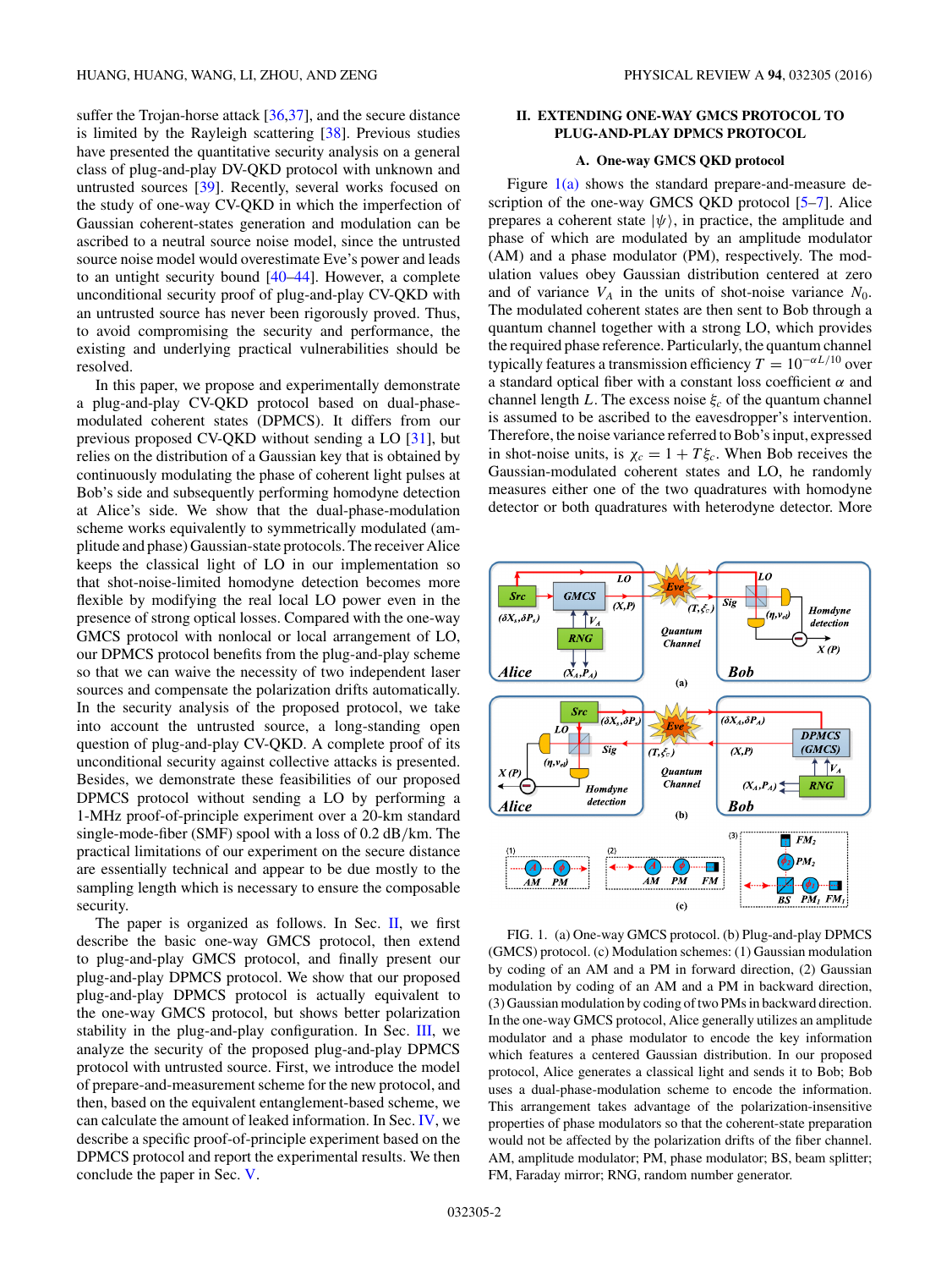suffer the Trojan-horse attack [36,37], and the secure distance is limited by the Rayleigh scattering [38]. Previous studies have presented the quantitative security analysis on a general class of plug-and-play DV-QKD protocol with unknown and untrusted sources [39]. Recently, several works focused on the study of one-way CV-QKD in which the imperfection of Gaussian coherent-states generation and modulation can be ascribed to a neutral source noise model, since the untrusted source noise model would overestimate Eve's power and leads to an untight security bound [40–44]. However, a complete unconditional security proof of plug-and-play CV-QKD with an untrusted source has never been rigorously proved. Thus, to avoid compromising the security and performance, the existing and underlying practical vulnerabilities should be resolved.

In this paper, we propose and experimentally demonstrate a plug-and-play CV-QKD protocol based on dual-phase-modulated coherent states (DPMCS). It differs from our previous proposed CV-QKD without sending a LO [31], but relies on the distribution of a Gaussian key that is obtained by continuously modulating the phase of coherent light pulses at Bob's side and subsequently performing homodyne detection at Alice's side. We show that the dual-phase-modulation scheme works equivalently to symmetrically modulated (amplitude and phase) Gaussian-state protocols. The receiver Alice keeps the classical light of LO in our implementation so that shot-noise-limited homodyne detection becomes more flexible by modifying the real local LO power even in the presence of strong optical losses. Compared with the one-way GMCS protocol with nonlocal or local arrangement of LO, our DPMCS protocol benefits from the plug-and-play scheme so that we can waive the necessity of two independent laser sources and compensate the polarization drifts automatically. In the security analysis of the proposed protocol, we take into account the untrusted source, a long-standing open question of plug-and-play CV-QKD. A complete proof of its unconditional security against collective attacks is presented. Besides, we demonstrate these feasibilities of our proposed DPMCS protocol without sending a LO by performing a 1-MHz proof-of-principle experiment over a 20-km standard single-mode-fiber (SMF) spool with a loss of 0.2 dB/km. The practical limitations of our experiment on the secure distance are essentially technical and appear to be due mostly to the sampling length which is necessary to ensure the composable security.

The paper is organized as follows. In Sec. II, we first describe the basic one-way GMCS protocol, then extend to plug-and-play GMCS protocol, and finally present our plug-and-play DPMCS protocol. We show that our proposed plug-and-play DPMCS protocol is actually equivalent to the one-way GMCS protocol, but shows better polarization stability in the plug-and-play configuration. In Sec. III, we analyze the security of the proposed plug-and-play DPMCS protocol with untrusted source. First, we introduce the model of prepare-and-measurement scheme for the new protocol, and then, based on the equivalent entanglement-based scheme, we can calculate the amount of leaked information. In Sec. IV, we describe a specific proof-of-principle experiment based on the DPMCS protocol and report the experimental results. We then conclude the paper in Sec. V.

## II. EXTENDING ONE-WAY GMCS PROTOCOL TO PLUG-AND-PLAY DPMCS PROTOCOL

### A. One-way GMCS QKD protocol

Figure 1(a) shows the standard prepare-and-measure description of the one-way GMCS QKD protocol [5–7]. Alice prepares a coherent state $|\psi\rangle$, in practice, the amplitude and phase of which are modulated by an amplitude modulator (AM) and a phase modulator (PM), respectively. The modulation values obey Gaussian distribution centered at zero and of variance $V_A$ in the units of shot-noise variance $N_0$. The modulated coherent states are then sent to Bob through a quantum channel together with a strong LO, which provides the required phase reference. Particularly, the quantum channel typically features a transmission efficiency $T = 10^{-\alpha L/10}$ over a standard optical fiber with a constant loss coefficient $\alpha$ and channel length $L$. The excess noise $\xi_c$ of the quantum channel is assumed to be ascribed to the eavesdropper's intervention. Therefore, the noise variance referred to Bob's input, expressed in shot-noise units, is $\chi_c = 1 + T\xi_c$. When Bob receives the Gaussian-modulated coherent states and LO, he randomly measures either one of the two quadratures with homodyne detector or both quadratures with heterodyne detector. More

FIG. 1. (a) One-way GMCS protocol. (b) Plug-and-play DPMCS (GMCS) protocol. (c) Modulation schemes: (1) Gaussian modulation by coding of an AM and a PM in forward direction, (2) Gaussian modulation by coding of an AM and a PM in backward direction, (3) Gaussian modulation by coding of two PMs in backward direction. In the one-way GMCS protocol, Alice generally utilizes an amplitude modulator and a phase modulator to encode the key information which features a centered Gaussian distribution. In our proposed protocol, Alice generates a classical light and sends it to Bob; Bob uses a dual-phase-modulation scheme to encode the information. This arrangement takes advantage of the polarization-insensitive properties of phase modulators so that the coherent-state preparation would not be affected by the polarization drifts of the fiber channel. AM, amplitude modulator; PM, phase modulator; BS, beam splitter; FM, Faraday mirror; RNG, random number generator.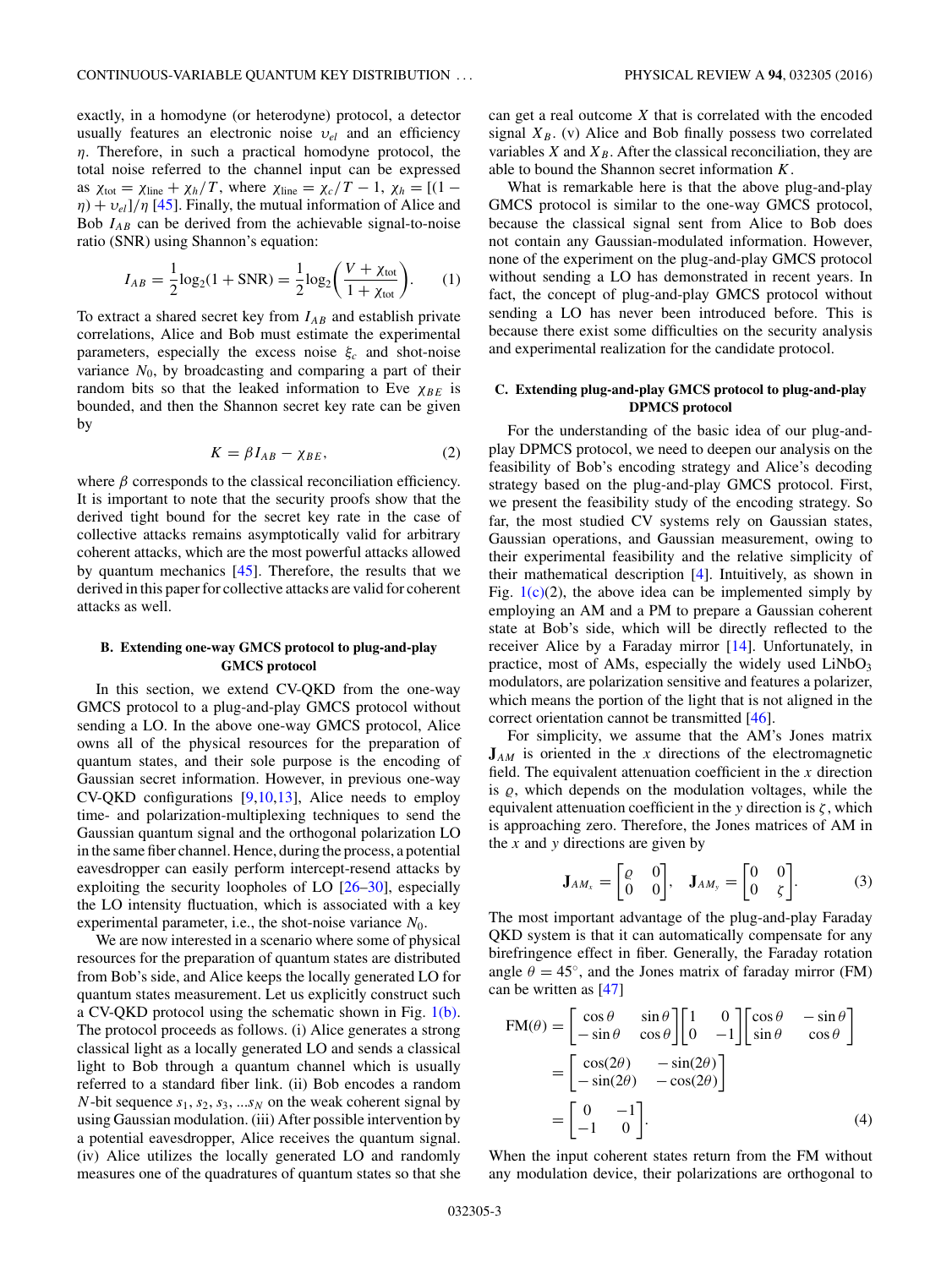exactly, in a homodyne (or heterodyne) protocol, a detector usually features an electronic noise $\upsilon_{el}$ and an efficiency $\eta$. Therefore, in such a practical homodyne protocol, the total noise referred to the channel input can be expressed as $\chi_{\text{tot}} = \chi_{\text{line}} + \chi_h/T$, where $\chi_{\text{line}} = \chi_c/T - 1$, $\chi_h = [(1-\eta) + \upsilon_{el}]/\eta$ [45]. Finally, the mutual information of Alice and Bob $I_{AB}$ can be derived from the achievable signal-to-noise ratio (SNR) using Shannon's equation:

$$I_{AB} = \frac{1}{2}\log_2(1 + \text{SNR}) = \frac{1}{2}\log_2\left(\frac{V + \chi_{\text{tot}}}{1 + \chi_{\text{tot}}}\right). \tag{1}$$

To extract a shared secret key from $I_{AB}$ and establish private correlations, Alice and Bob must estimate the experimental parameters, especially the excess noise $\xi_c$ and shot-noise variance $N_0$, by broadcasting and comparing a part of their random bits so that the leaked information to Eve $\chi_{BE}$ is bounded, and then the Shannon secret key rate can be given by

$$K = \beta I_{AB} - \chi_{BE}, \tag{2}$$

where $\beta$ corresponds to the classical reconciliation efficiency. It is important to note that the security proofs show that the derived tight bound for the secret key rate in the case of collective attacks remains asymptotically valid for arbitrary coherent attacks, which are the most powerful attacks allowed by quantum mechanics [45]. Therefore, the results that we derived in this paper for collective attacks are valid for coherent attacks as well.

### B. Extending one-way GMCS protocol to plug-and-play GMCS protocol

In this section, we extend CV-QKD from the one-way GMCS protocol to a plug-and-play GMCS protocol without sending a LO. In the above one-way GMCS protocol, Alice owns all of the physical resources for the preparation of quantum states, and their sole purpose is the encoding of Gaussian secret information. However, in previous one-way CV-QKD configurations [9,10,13], Alice needs to employ time- and polarization-multiplexing techniques to send the Gaussian quantum signal and the orthogonal polarization LO in the same fiber channel. Hence, during the process, a potential eavesdropper can easily perform intercept-resend attacks by exploiting the security loopholes of LO [26–30], especially the LO intensity fluctuation, which is associated with a key experimental parameter, i.e., the shot-noise variance $N_0$.

We are now interested in a scenario where some of physical resources for the preparation of quantum states are distributed from Bob's side, and Alice keeps the locally generated LO for quantum states measurement. Let us explicitly construct such a CV-QKD protocol using the schematic shown in Fig. 1(b). The protocol proceeds as follows. (i) Alice generates a strong classical light as a locally generated LO and sends a classical light to Bob through a quantum channel which is usually referred to a standard fiber link. (ii) Bob encodes a random $N$-bit sequence $s_1, s_2, s_3, \ldots s_N$ on the weak coherent signal by using Gaussian modulation. (iii) After possible intervention by a potential eavesdropper, Alice receives the quantum signal. (iv) Alice utilizes the locally generated LO and randomly measures one of the quadratures of quantum states so that she can get a real outcome $X$ that is correlated with the encoded signal $X_B$. (v) Alice and Bob finally possess two correlated variables $X$ and $X_B$. After the classical reconciliation, they are able to bound the Shannon secret information $K$.

What is remarkable here is that the above plug-and-play GMCS protocol is similar to the one-way GMCS protocol, because the classical signal sent from Alice to Bob does not contain any Gaussian-modulated information. However, none of the experiment on the plug-and-play GMCS protocol without sending a LO has demonstrated in recent years. In fact, the concept of plug-and-play GMCS protocol without sending a LO has never been introduced before. This is because there exist some difficulties on the security analysis and experimental realization for the candidate protocol.

### C. Extending plug-and-play GMCS protocol to plug-and-play DPMCS protocol

For the understanding of the basic idea of our plug-and-play DPMCS protocol, we need to deepen our analysis on the feasibility of Bob's encoding strategy and Alice's decoding strategy based on the plug-and-play GMCS protocol. First, we present the feasibility study of the encoding strategy. So far, the most studied CV systems rely on Gaussian states, Gaussian operations, and Gaussian measurement, owing to their experimental feasibility and the relative simplicity of their mathematical description [4]. Intuitively, as shown in Fig. 1(c)(2), the above idea can be implemented simply by employing an AM and a PM to prepare a Gaussian coherent state at Bob's side, which will be directly reflected to the receiver Alice by a Faraday mirror [14]. Unfortunately, in practice, most of AMs, especially the widely used $\text{LiNbO}_3$ modulators, are polarization sensitive and features a polarizer, which means the portion of the light that is not aligned in the correct orientation cannot be transmitted [46].

For simplicity, we assume that the AM's Jones matrix $\mathbf{J}_{AM}$ is oriented in the $x$ directions of the electromagnetic field. The equivalent attenuation coefficient in the $x$ direction is $\varrho$, which depends on the modulation voltages, while the equivalent attenuation coefficient in the $y$ direction is $\zeta$, which is approaching zero. Therefore, the Jones matrices of AM in the $x$ and $y$ directions are given by

$$\mathbf{J}_{AM_x} = \begin{bmatrix} \varrho & 0 \\ 0 & 0 \end{bmatrix}, \quad \mathbf{J}_{AM_y} = \begin{bmatrix} 0 & 0 \\ 0 & \zeta \end{bmatrix}. \tag{3}$$

The most important advantage of the plug-and-play Faraday QKD system is that it can automatically compensate for any birefringence effect in fiber. Generally, the Faraday rotation angle $\theta = 45^\circ$, and the Jones matrix of faraday mirror (FM) can be written as [47]

$$\begin{aligned}
\text{FM}(\theta) &= \begin{bmatrix} \cos\theta & \sin\theta \\ -\sin\theta & \cos\theta \end{bmatrix}\begin{bmatrix} 1 & 0 \\ 0 & -1 \end{bmatrix}\begin{bmatrix} \cos\theta & -\sin\theta \\ \sin\theta & \cos\theta \end{bmatrix} \\
&= \begin{bmatrix} \cos(2\theta) & -\sin(2\theta) \\ -\sin(2\theta) & -\cos(2\theta) \end{bmatrix} \\
&= \begin{bmatrix} 0 & -1 \\ -1 & 0 \end{bmatrix}.
\end{aligned} \tag{4}$$

When the input coherent states return from the FM without any modulation device, their polarizations are orthogonal to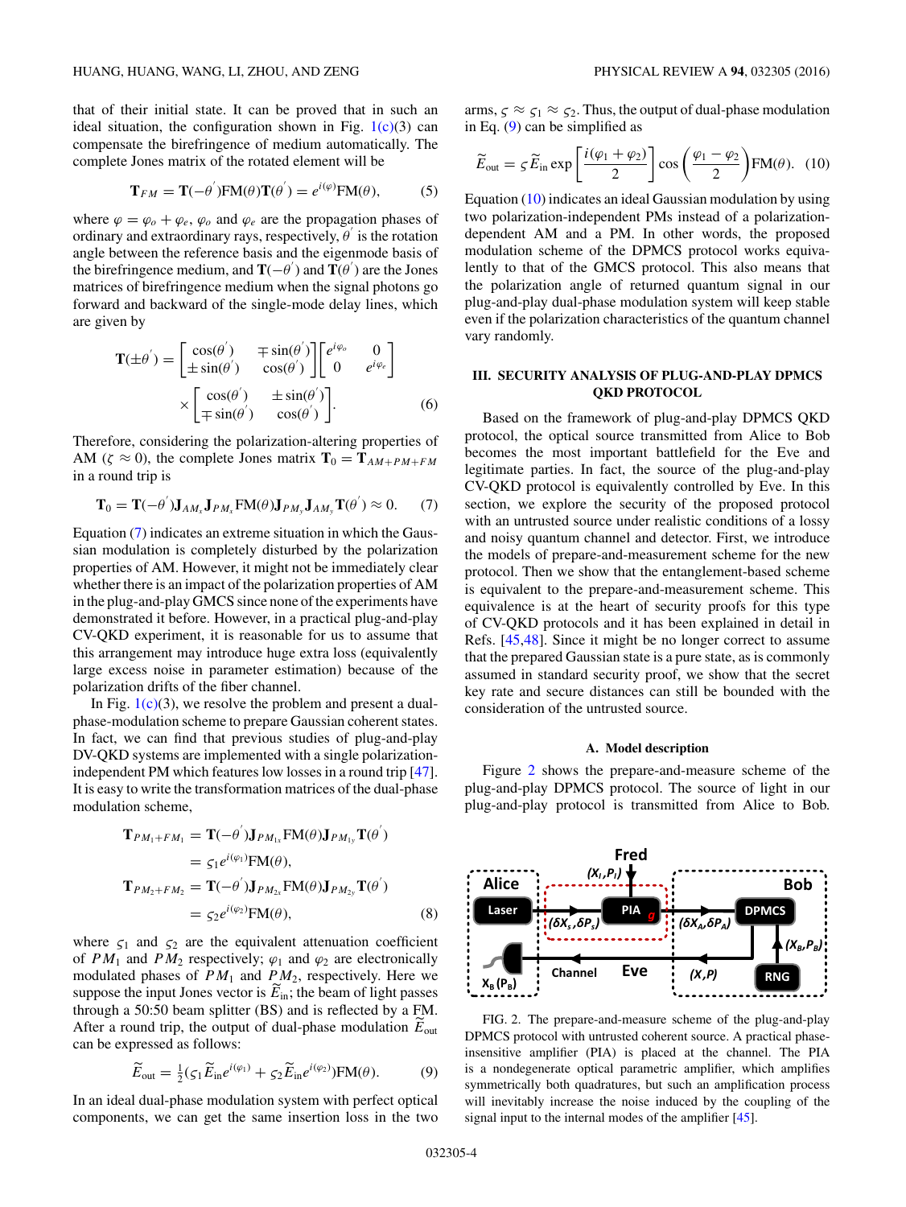that of their initial state. It can be proved that in such an ideal situation, the configuration shown in Fig. 1(c)(3) can compensate the birefringence of medium automatically. The complete Jones matrix of the rotated element will be

$$\mathbf{T}_{FM} = \mathbf{T}(-\theta')\mathrm{FM}(\theta)\mathbf{T}(\theta') = e^{i(\varphi)}\mathrm{FM}(\theta), \tag{5}$$

where $\varphi = \varphi_o + \varphi_e$, $\varphi_o$ and $\varphi_e$ are the propagation phases of ordinary and extraordinary rays, respectively, $\theta'$ is the rotation angle between the reference basis and the eigenmode basis of the birefringence medium, and $\mathbf{T}(-\theta')$ and $\mathbf{T}(\theta')$ are the Jones matrices of birefringence medium when the signal photons go forward and backward of the single-mode delay lines, which are given by

$$\mathbf{T}(\pm\theta') = \begin{bmatrix} \cos(\theta') & \mp\sin(\theta') \\ \pm\sin(\theta') & \cos(\theta') \end{bmatrix} \begin{bmatrix} e^{i\varphi_o} & 0 \\ 0 & e^{i\varphi_e} \end{bmatrix} \times \begin{bmatrix} \cos(\theta') & \pm\sin(\theta') \\ \mp\sin(\theta') & \cos(\theta') \end{bmatrix}. \tag{6}$$

Therefore, considering the polarization-altering properties of AM ($\zeta \approx 0$), the complete Jones matrix $\mathbf{T}_0 = \mathbf{T}_{AM+PM+FM}$ in a round trip is

$$\mathbf{T}_0 = \mathbf{T}(-\theta')\mathbf{J}_{AM_x}\mathbf{J}_{PM_x}\mathrm{FM}(\theta)\mathbf{J}_{PM_y}\mathbf{J}_{AM_y}\mathbf{T}(\theta') \approx 0. \tag{7}$$

Equation (7) indicates an extreme situation in which the Gaussian modulation is completely disturbed by the polarization properties of AM. However, it might not be immediately clear whether there is an impact of the polarization properties of AM in the plug-and-play GMCS since none of the experiments have demonstrated it before. However, in a practical plug-and-play CV-QKD experiment, it is reasonable for us to assume that this arrangement may introduce huge extra loss (equivalently large excess noise in parameter estimation) because of the polarization drifts of the fiber channel.

In Fig. 1(c)(3), we resolve the problem and present a dual-phase-modulation scheme to prepare Gaussian coherent states. In fact, we can find that previous studies of plug-and-play DV-QKD systems are implemented with a single polarization-independent PM which features low losses in a round trip [47]. It is easy to write the transformation matrices of the dual-phase modulation scheme,

$$\begin{aligned}
\mathbf{T}_{PM_1+FM_1} &= \mathbf{T}(-\theta')\mathbf{J}_{PM_{1x}}\mathrm{FM}(\theta)\mathbf{J}_{PM_{1y}}\mathbf{T}(\theta') \\
&= \varsigma_1 e^{i(\varphi_1)}\mathrm{FM}(\theta), \\
\mathbf{T}_{PM_2+FM_2} &= \mathbf{T}(-\theta')\mathbf{J}_{PM_{2x}}\mathrm{FM}(\theta)\mathbf{J}_{PM_{2y}}\mathbf{T}(\theta') \\
&= \varsigma_2 e^{i(\varphi_2)}\mathrm{FM}(\theta),
\end{aligned} \tag{8}$$

where $\varsigma_1$ and $\varsigma_2$ are the equivalent attenuation coefficient of $PM_1$ and $PM_2$ respectively; $\varphi_1$ and $\varphi_2$ are electronically modulated phases of $PM_1$ and $PM_2$, respectively. Here we suppose the input Jones vector is $\widetilde{E}_{\rm in}$; the beam of light passes through a 50:50 beam splitter (BS) and is reflected by a FM. After a round trip, the output of dual-phase modulation $\widetilde{E}_{\rm out}$ can be expressed as follows:

$$\widetilde{E}_{\rm out} = \tfrac{1}{2}(\varsigma_1\widetilde{E}_{\rm in}e^{i(\varphi_1)} + \varsigma_2\widetilde{E}_{\rm in}e^{i(\varphi_2)})\mathrm{FM}(\theta). \tag{9}$$

In an ideal dual-phase modulation system with perfect optical components, we can get the same insertion loss in the two arms, $\varsigma \approx \varsigma_1 \approx \varsigma_2$. Thus, the output of dual-phase modulation in Eq. (9) can be simplified as

$$\widetilde{E}_{\rm out} = \varsigma\widetilde{E}_{\rm in}\exp\left[\frac{i(\varphi_1+\varphi_2)}{2}\right]\cos\left(\frac{\varphi_1-\varphi_2}{2}\right)\mathrm{FM}(\theta). \tag{10}$$

Equation (10) indicates an ideal Gaussian modulation by using two polarization-independent PMs instead of a polarization-dependent AM and a PM. In other words, the proposed modulation scheme of the DPMCS protocol works equivalently to that of the GMCS protocol. This also means that the polarization angle of returned quantum signal in our plug-and-play dual-phase modulation system will keep stable even if the polarization characteristics of the quantum channel vary randomly.

## III. SECURITY ANALYSIS OF PLUG-AND-PLAY DPMCS QKD PROTOCOL

Based on the framework of plug-and-play DPMCS QKD protocol, the optical source transmitted from Alice to Bob becomes the most important battlefield for the Eve and legitimate parties. In fact, the source of the plug-and-play CV-QKD protocol is equivalently controlled by Eve. In this section, we explore the security of the proposed protocol with an untrusted source under realistic conditions of a lossy and noisy quantum channel and detector. First, we introduce the models of prepare-and-measurement scheme for the new protocol. Then we show that the entanglement-based scheme is equivalent to the prepare-and-measurement scheme. This equivalence is at the heart of security proofs for this type of CV-QKD protocols and it has been explained in detail in Refs. [45,48]. Since it might be no longer correct to assume that the prepared Gaussian state is a pure state, as is commonly assumed in standard security proof, we show that the secret key rate and secure distances can still be bounded with the consideration of the untrusted source.

### A. Model description

Figure 2 shows the prepare-and-measure scheme of the plug-and-play DPMCS protocol. The source of light in our plug-and-play protocol is transmitted from Alice to Bob.

FIG. 2. The prepare-and-measure scheme of the plug-and-play DPMCS protocol with untrusted coherent source. A practical phase-insensitive amplifier (PIA) is placed at the channel. The PIA is a nondegenerate optical parametric amplifier, which amplifies symmetrically both quadratures, but such an amplification process will inevitably increase the noise induced by the coupling of the signal input to the internal modes of the amplifier [45].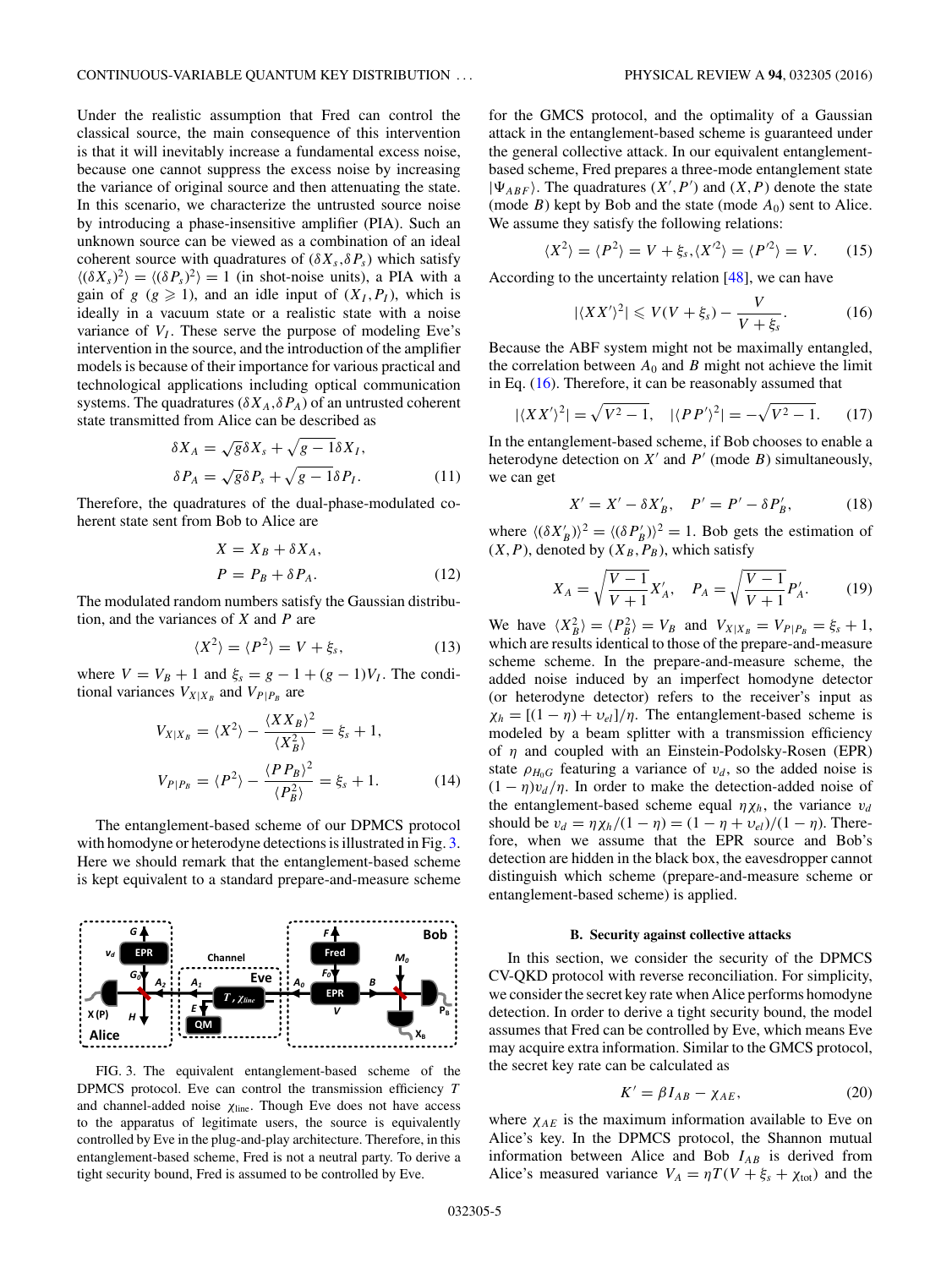Under the realistic assumption that Fred can control the classical source, the main consequence of this intervention is that it will inevitably increase a fundamental excess noise, because one cannot suppress the excess noise by increasing the variance of original source and then attenuating the state. In this scenario, we characterize the untrusted source noise by introducing a phase-insensitive amplifier (PIA). Such an unknown source can be viewed as a combination of an ideal coherent source with quadratures of $(\delta X_s, \delta P_s)$ which satisfy $\langle(\delta X_s)^2\rangle = \langle(\delta P_s)^2\rangle = 1$ (in shot-noise units), a PIA with a gain of $g$ ($g \geqslant 1$), and an idle input of $(X_I, P_I)$, which is ideally in a vacuum state or a realistic state with a noise variance of $V_I$. These serve the purpose of modeling Eve's intervention in the source, and the introduction of the amplifier models is because of their importance for various practical and technological applications including optical communication systems. The quadratures $(\delta X_A, \delta P_A)$ of an untrusted coherent state transmitted from Alice can be described as

$$\delta X_A = \sqrt{g}\delta X_s + \sqrt{g-1}\delta X_I,$$
$$\delta P_A = \sqrt{g}\delta P_s + \sqrt{g-1}\delta P_I. \tag{11}$$

Therefore, the quadratures of the dual-phase-modulated coherent state sent from Bob to Alice are

$$X = X_B + \delta X_A,$$
$$P = P_B + \delta P_A. \tag{12}$$

The modulated random numbers satisfy the Gaussian distribution, and the variances of $X$ and $P$ are

$$\langle X^2\rangle = \langle P^2\rangle = V + \xi_s, \tag{13}$$

where $V = V_B + 1$ and $\xi_s = g - 1 + (g-1)V_I$. The conditional variances $V_{X|X_B}$ and $V_{P|P_B}$ are

$$V_{X|X_B} = \langle X^2\rangle - \frac{\langle XX_B\rangle^2}{\langle X_B^2\rangle} = \xi_s + 1,$$
$$V_{P|P_B} = \langle P^2\rangle - \frac{\langle PP_B\rangle^2}{\langle P_B^2\rangle} = \xi_s + 1. \tag{14}$$

The entanglement-based scheme of our DPMCS protocol with homodyne or heterodyne detections is illustrated in Fig. 3. Here we should remark that the entanglement-based scheme is kept equivalent to a standard prepare-and-measure scheme for the GMCS protocol, and the optimality of a Gaussian attack in the entanglement-based scheme is guaranteed under the general collective attack. In our equivalent entanglement-based scheme, Fred prepares a three-mode entanglement state $|\Psi_{ABF}\rangle$. The quadratures $(X', P')$ and $(X, P)$ denote the state (mode $B$) kept by Bob and the state (mode $A_0$) sent to Alice. We assume they satisfy the following relations:

$$\langle X^2\rangle = \langle P^2\rangle = V + \xi_s, \langle X'^2\rangle = \langle P'^2\rangle = V. \tag{15}$$

According to the uncertainty relation [48], we can have

$$|\langle XX'\rangle^2| \leqslant V(V + \xi_s) - \frac{V}{V + \xi_s}. \tag{16}$$

Because the ABF system might not be maximally entangled, the correlation between $A_0$ and $B$ might not achieve the limit in Eq. (16). Therefore, it can be reasonably assumed that

$$|\langle XX'\rangle^2| = \sqrt{V^2 - 1}, \quad |\langle PP'\rangle^2| = -\sqrt{V^2 - 1}. \tag{17}$$

In the entanglement-based scheme, if Bob chooses to enable a heterodyne detection on $X'$ and $P'$ (mode $B$) simultaneously, we can get

$$X' = X' - \delta X'_B, \quad P' = P' - \delta P'_B, \tag{18}$$

where $\langle(\delta X'_B)\rangle^2 = \langle(\delta P'_B)\rangle^2 = 1$. Bob gets the estimation of $(X, P)$, denoted by $(X_B, P_B)$, which satisfy

$$X_A = \sqrt{\frac{V-1}{V+1}}X'_A, \quad P_A = \sqrt{\frac{V-1}{V+1}}P'_A. \tag{19}$$

We have $\langle X_B^2\rangle = \langle P_B^2\rangle = V_B$ and $V_{X|X_B} = V_{P|P_B} = \xi_s + 1$, which are results identical to those of the prepare-and-measure scheme scheme. In the prepare-and-measure scheme, the added noise induced by an imperfect homodyne detector (or heterodyne detector) refers to the receiver's input as $\chi_h = [(1-\eta) + \upsilon_{el}]/\eta$. The entanglement-based scheme is modeled by a beam splitter with a transmission efficiency of $\eta$ and coupled with an Einstein-Podolsky-Rosen (EPR) state $\rho_{H_0G}$ featuring a variance of $\upsilon_d$, so the added noise is $(1-\eta)\upsilon_d/\eta$. In order to make the detection-added noise of the entanglement-based scheme equal $\eta\chi_h$, the variance $\upsilon_d$ should be $\upsilon_d = \eta\chi_h/(1-\eta) = (1-\eta+\upsilon_{el})/(1-\eta)$. Therefore, when we assume that the EPR source and Bob's detection are hidden in the black box, the eavesdropper cannot distinguish which scheme (prepare-and-measure scheme or entanglement-based scheme) is applied.

FIG. 3. The equivalent entanglement-based scheme of the DPMCS protocol. Eve can control the transmission efficiency $T$ and channel-added noise $\chi_{\text{line}}$. Though Eve does not have access to the apparatus of legitimate users, the source is equivalently controlled by Eve in the plug-and-play architecture. Therefore, in this entanglement-based scheme, Fred is not a neutral party. To derive a tight security bound, Fred is assumed to be controlled by Eve.

### B. Security against collective attacks

In this section, we consider the security of the DPMCS CV-QKD protocol with reverse reconciliation. For simplicity, we consider the secret key rate when Alice performs homodyne detection. In order to derive a tight security bound, the model assumes that Fred can be controlled by Eve, which means Eve may acquire extra information. Similar to the GMCS protocol, the secret key rate can be calculated as

$$K' = \beta I_{AB} - \chi_{AE}, \tag{20}$$

where $\chi_{AE}$ is the maximum information available to Eve on Alice's key. In the DPMCS protocol, the Shannon mutual information between Alice and Bob $I_{AB}$ is derived from Alice's measured variance $V_A = \eta T(V + \xi_s + \chi_{\text{tot}})$ and the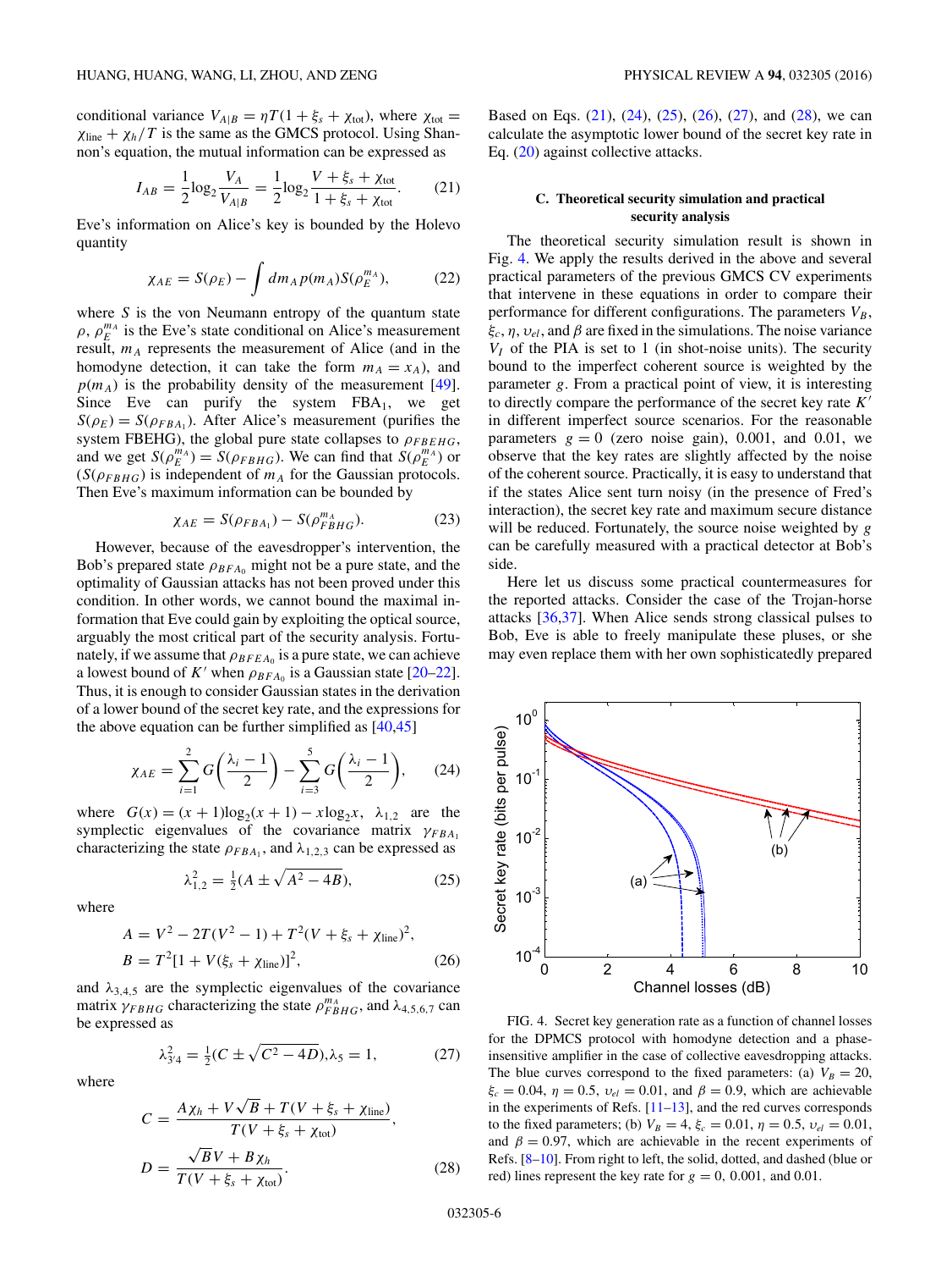conditional variance $V_{A|B} = \eta T(1 + \xi_s + \chi_{\text{tot}})$, where $\chi_{\text{tot}} = \chi_{\text{line}} + \chi_h/T$ is the same as the GMCS protocol. Using Shannon's equation, the mutual information can be expressed as

$$I_{AB} = \frac{1}{2}\log_2 \frac{V_A}{V_{A|B}} = \frac{1}{2}\log_2 \frac{V + \xi_s + \chi_{\text{tot}}}{1 + \xi_s + \chi_{\text{tot}}}. \tag{21}$$

Eve's information on Alice's key is bounded by the Holevo quantity

$$\chi_{AE} = S(\rho_E) - \int dm_A\, p(m_A) S(\rho_E^{m_A}), \tag{22}$$

where $S$ is the von Neumann entropy of the quantum state $\rho$, $\rho_E^{m_A}$ is the Eve's state conditional on Alice's measurement result, $m_A$ represents the measurement of Alice (and in the homodyne detection, it can take the form $m_A = x_A$), and $p(m_A)$ is the probability density of the measurement [49]. Since Eve can purify the system $FBA_1$, we get $S(\rho_E) = S(\rho_{FBA_1})$. After Alice's measurement (purifies the system FBEHG), the global pure state collapses to $\rho_{FBEHG}$, and we get $S(\rho_E^{m_A}) = S(\rho_{FBHG})$. We can find that $S(\rho_E^{m_A})$ or $(S(\rho_{FBHG})$ is independent of $m_A$ for the Gaussian protocols. Then Eve's maximum information can be bounded by

$$\chi_{AE} = S(\rho_{FBA_1}) - S(\rho_{FBHG}^{m_A}). \tag{23}$$

However, because of the eavesdropper's intervention, the Bob's prepared state $\rho_{BFA_0}$ might not be a pure state, and the optimality of Gaussian attacks has not been proved under this condition. In other words, we cannot bound the maximal information that Eve could gain by exploiting the optical source, arguably the most critical part of the security analysis. Fortunately, if we assume that $\rho_{BFEA_0}$ is a pure state, we can achieve a lowest bound of $K'$ when $\rho_{BFA_0}$ is a Gaussian state [20–22]. Thus, it is enough to consider Gaussian states in the derivation of a lower bound of the secret key rate, and the expressions for the above equation can be further simplified as [40,45]

$$\chi_{AE} = \sum_{i=1}^{2} G\left(\frac{\lambda_i - 1}{2}\right) - \sum_{i=3}^{5} G\left(\frac{\lambda_i - 1}{2}\right), \tag{24}$$

where $G(x) = (x+1)\log_2(x+1) - x\log_2 x$, $\lambda_{1,2}$ are the symplectic eigenvalues of the covariance matrix $\gamma_{FBA_1}$ characterizing the state $\rho_{FBA_1}$, and $\lambda_{1,2,3}$ can be expressed as

$$\lambda_{1,2}^2 = \tfrac{1}{2}(A \pm \sqrt{A^2 - 4B}), \tag{25}$$

where

$$A = V^2 - 2T(V^2 - 1) + T^2(V + \xi_s + \chi_{\text{line}})^2,$$
$$B = T^2[1 + V(\xi_s + \chi_{\text{line}})]^2, \tag{26}$$

and $\lambda_{3,4,5}$ are the symplectic eigenvalues of the covariance matrix $\gamma_{FBHG}$ characterizing the state $\rho_{FBHG}^{m_A}$, and $\lambda_{4,5,6,7}$ can be expressed as

$$\lambda_{3'4}^2 = \tfrac{1}{2}(C \pm \sqrt{C^2 - 4D}), \lambda_5 = 1, \tag{27}$$

where

$$C = \frac{A\chi_h + V\sqrt{B} + T(V + \xi_s + \chi_{\text{line}})}{T(V + \xi_s + \chi_{\text{tot}})},$$
$$D = \frac{\sqrt{B}V + B\chi_h}{T(V + \xi_s + \chi_{\text{tot}})}. \tag{28}$$

Based on Eqs. (21), (24), (25), (26), (27), and (28), we can calculate the asymptotic lower bound of the secret key rate in Eq. (20) against collective attacks.

### C. Theoretical security simulation and practical security analysis

The theoretical security simulation result is shown in Fig. 4. We apply the results derived in the above and several practical parameters of the previous GMCS CV experiments that intervene in these equations in order to compare their performance for different configurations. The parameters $V_B$, $\xi_c$, $\eta$, $\upsilon_{el}$, and $\beta$ are fixed in the simulations. The noise variance $V_I$ of the PIA is set to 1 (in shot-noise units). The security bound to the imperfect coherent source is weighted by the parameter $g$. From a practical point of view, it is interesting to directly compare the performance of the secret key rate $K'$ in different imperfect source scenarios. For the reasonable parameters $g = 0$ (zero noise gain), 0.001, and 0.01, we observe that the key rates are slightly affected by the noise of the coherent source. Practically, it is easy to understand that if the states Alice sent turn noisy (in the presence of Fred's interaction), the secret key rate and maximum secure distance will be reduced. Fortunately, the source noise weighted by $g$ can be carefully measured with a practical detector at Bob's side.

Here let us discuss some practical countermeasures for the reported attacks. Consider the case of the Trojan-horse attacks [36,37]. When Alice sends strong classical pulses to Bob, Eve is able to freely manipulate these pluses, or she may even replace them with her own sophisticatedly prepared

FIG. 4. Secret key generation rate as a function of channel losses for the DPMCS protocol with homodyne detection and a phase-insensitive amplifier in the case of collective eavesdropping attacks. The blue curves correspond to the fixed parameters: (a) $V_B = 20$, $\xi_c = 0.04$, $\eta = 0.5$, $\upsilon_{el} = 0.01$, and $\beta = 0.9$, which are achievable in the experiments of Refs. [11–13], and the red curves corresponds to the fixed parameters; (b) $V_B = 4$, $\xi_c = 0.01$, $\eta = 0.5$, $\upsilon_{el} = 0.01$, and $\beta = 0.97$, which are achievable in the recent experiments in Refs. [8–10]. From right to left, the solid, dotted, and dashed (blue or red) lines represent the key rate for $g = 0$, 0.001, and 0.01.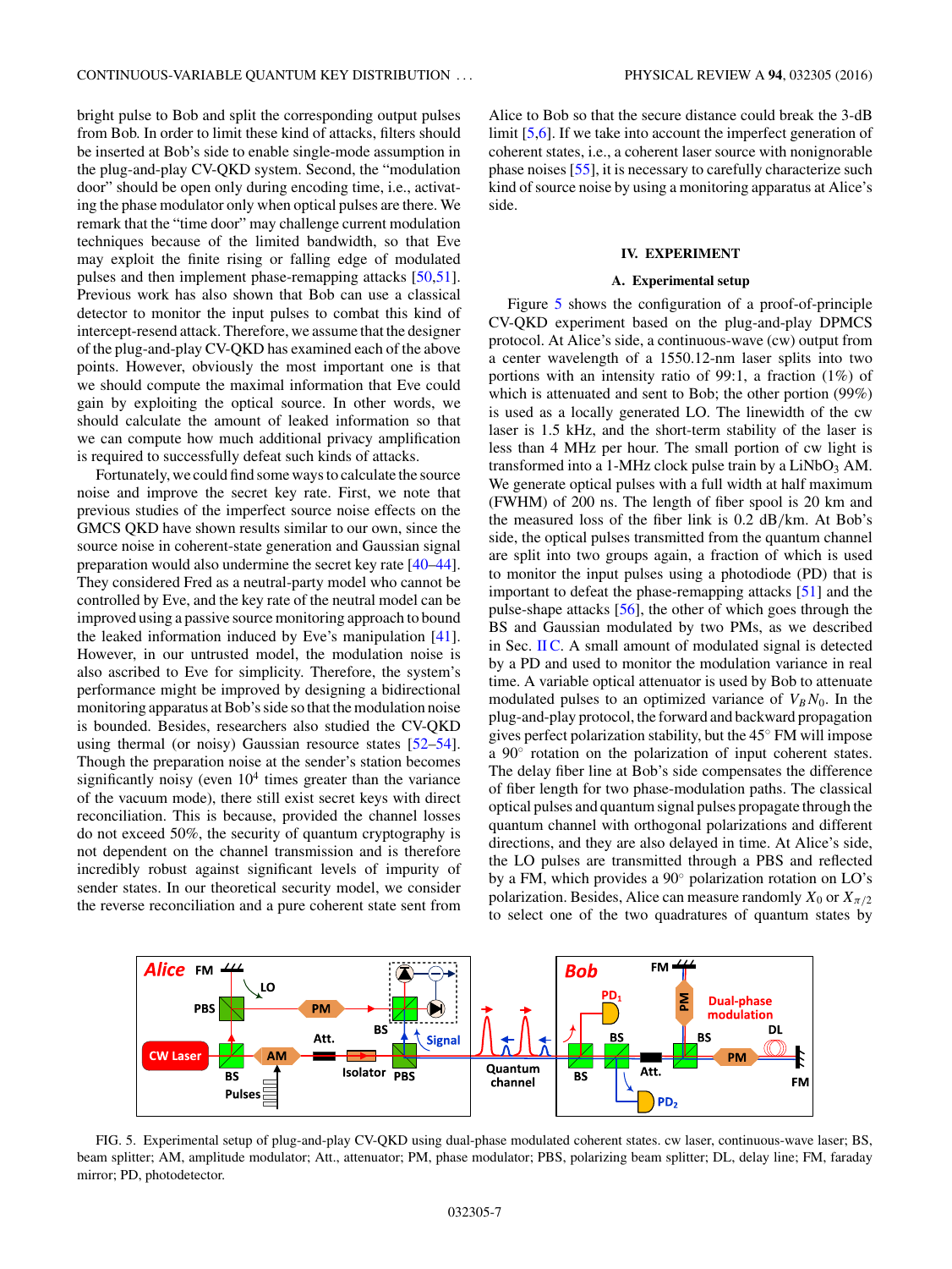bright pulse to Bob and split the corresponding output pulses from Bob. In order to limit these kind of attacks, filters should be inserted at Bob's side to enable single-mode assumption in the plug-and-play CV-QKD system. Second, the "modulation door" should be open only during encoding time, i.e., activating the phase modulator only when optical pulses are there. We remark that the "time door" may challenge current modulation techniques because of the limited bandwidth, so that Eve may exploit the finite rising or falling edge of modulated pulses and then implement phase-remapping attacks [50,51]. Previous work has also shown that Bob can use a classical detector to monitor the input pulses to combat this kind of intercept-resend attack. Therefore, we assume that the designer of the plug-and-play CV-QKD has examined each of the above points. However, obviously the most important one is that we should compute the maximal information that Eve could gain by exploiting the optical source. In other words, we should calculate the amount of leaked information so that we can compute how much additional privacy amplification is required to successfully defeat such kinds of attacks.

Fortunately, we could find some ways to calculate the source noise and improve the secret key rate. First, we note that previous studies of the imperfect source noise effects on the GMCS QKD have shown results similar to our own, since the source noise in coherent-state generation and Gaussian signal preparation would also undermine the secret key rate [40–44]. They considered Fred as a neutral-party model who cannot be controlled by Eve, and the key rate of the neutral model can be improved using a passive source monitoring approach to bound the leaked information induced by Eve's manipulation [41]. However, in our untrusted model, the modulation noise is also ascribed to Eve for simplicity. Therefore, the system's performance might be improved by designing a bidirectional monitoring apparatus at Bob's side so that the modulation noise is bounded. Besides, researchers also studied the CV-QKD using thermal (or noisy) Gaussian resource states [52–54]. Though the preparation noise at the sender's station becomes significantly noisy (even $10^4$ times greater than the variance of the vacuum mode), there still exist secret keys with direct reconciliation. This is because, provided the channel losses do not exceed 50%, the security of quantum cryptography is not dependent on the channel transmission and is therefore incredibly robust against significant levels of impurity of sender states. In our theoretical security model, we consider the reverse reconciliation and a pure coherent state sent from Alice to Bob so that the secure distance could break the 3-dB limit [5,6]. If we take into account the imperfect generation of coherent states, i.e., a coherent laser source with nonignorable phase noises [55], it is necessary to carefully characterize such kind of source noise by using a monitoring apparatus at Alice's side.

## IV. EXPERIMENT

### A. Experimental setup

Figure 5 shows the configuration of a proof-of-principle CV-QKD experiment based on the plug-and-play DPMCS protocol. At Alice's side, a continuous-wave (cw) output from a center wavelength of a 1550.12-nm laser splits into two portions with an intensity ratio of 99:1, a fraction (1%) of which is attenuated and sent to Bob; the other portion (99%) is used as a locally generated LO. The linewidth of the cw laser is 1.5 kHz, and the short-term stability of the laser is less than 4 MHz per hour. The small portion of cw light is transformed into a 1-MHz clock pulse train by a $LiNbO_3$ AM. We generate optical pulses with a full width at half maximum (FWHM) of 200 ns. The length of fiber spool is 20 km and the measured loss of the fiber link is 0.2 dB/km. At Bob's side, the optical pulses transmitted from the quantum channel are split into two groups again, a fraction of which is used to monitor the input pulses using a photodiode (PD) that is important to defeat the phase-remapping attacks [51] and the pulse-shape attacks [56], the other of which goes through the BS and Gaussian modulated by two PMs, as we described in Sec. II C. A small amount of modulated signal is detected by a PD and used to monitor the modulation variance in real time. A variable optical attenuator is used by Bob to attenuate modulated pulses to an optimized variance of $V_B N_0$. In the plug-and-play protocol, the forward and backward propagation gives perfect polarization stability, but the 45° FM will impose a 90° rotation on the polarization of input coherent states. The delay fiber line at Bob's side compensates the difference of fiber length for two phase-modulation paths. The classical optical pulses and quantum signal pulses propagate through the quantum channel with orthogonal polarizations and different directions, and they are also delayed in time. At Alice's side, the LO pulses are transmitted through a PBS and reflected by a FM, which provides a 90° polarization rotation on LO's polarization. Besides, Alice can measure randomly $X_0$ or $X_{\pi/2}$ to select one of the two quadratures of quantum states by

FIG. 5. Experimental setup of plug-and-play CV-QKD using dual-phase modulated coherent states. cw laser, continuous-wave laser; BS, beam splitter; AM, amplitude modulator; Att., attenuator; PM, phase modulator; PBS, polarizing beam splitter; DL, delay line; FM, faraday mirror; PD, photodetector.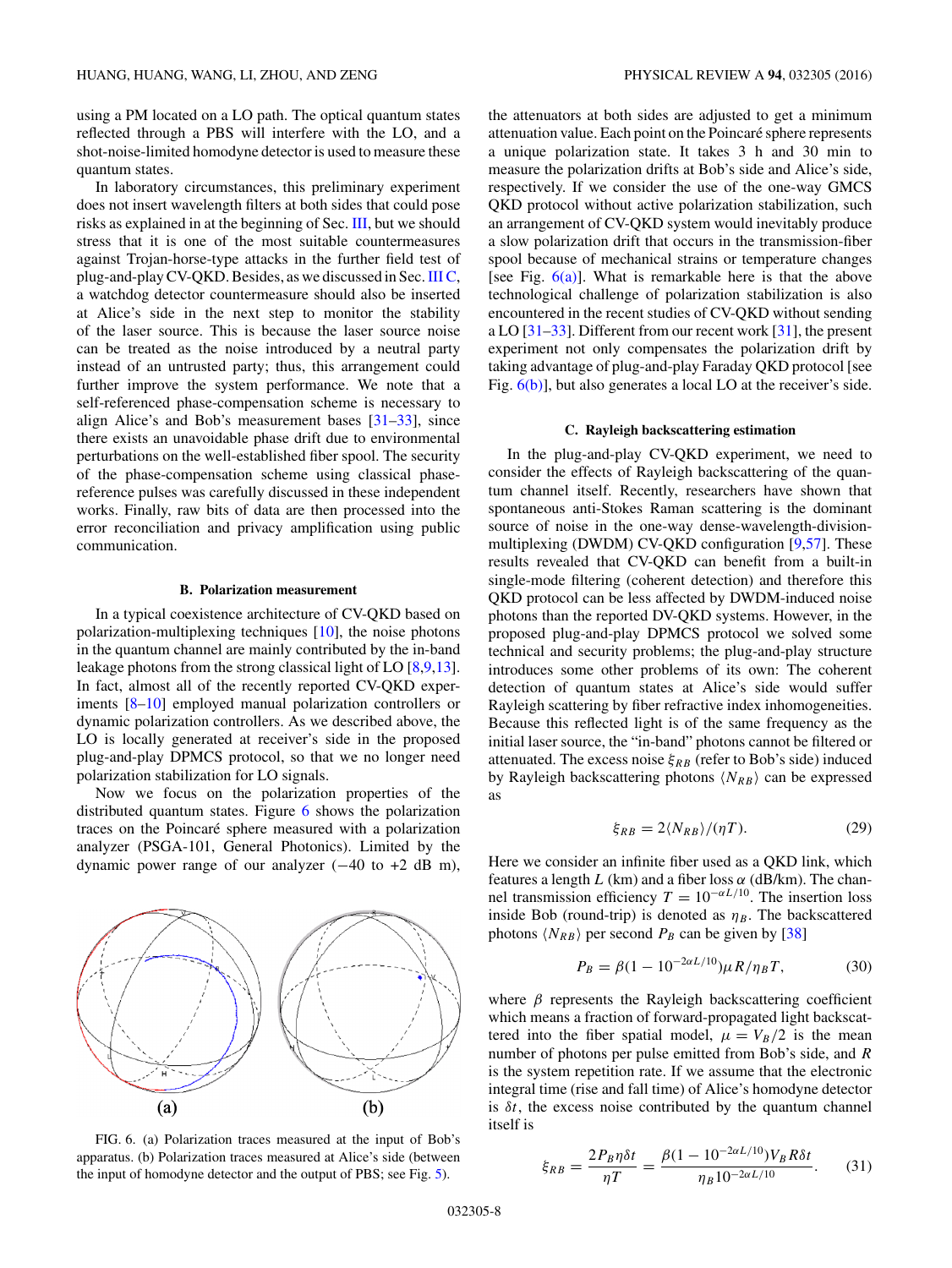using a PM located on a LO path. The optical quantum states reflected through a PBS will interfere with the LO, and a shot-noise-limited homodyne detector is used to measure these quantum states.

In laboratory circumstances, this preliminary experiment does not insert wavelength filters at both sides that could pose risks as explained in at the beginning of Sec. III, but we should stress that it is one of the most suitable countermeasures against Trojan-horse-type attacks in the further field test of plug-and-play CV-QKD. Besides, as we discussed in Sec. III C, a watchdog detector countermeasure should also be inserted at Alice's side in the next step to monitor the stability of the laser source. This is because the laser source noise can be treated as the noise introduced by a neutral party instead of an untrusted party; thus, this arrangement could further improve the system performance. We note that a self-referenced phase-compensation scheme is necessary to align Alice's and Bob's measurement bases [31–33], since there exists an unavoidable phase drift due to environmental perturbations on the well-established fiber spool. The security of the phase-compensation scheme using classical phase-reference pulses was carefully discussed in these independent works. Finally, raw bits of data are then processed into the error reconciliation and privacy amplification using public communication.

### B. Polarization measurement

In a typical coexistence architecture of CV-QKD based on polarization-multiplexing techniques [10], the noise photons in the quantum channel are mainly contributed by the in-band leakage photons from the strong classical light of LO [8,9,13]. In fact, almost all of the recently reported CV-QKD experiments [8–10] employed manual polarization controllers or dynamic polarization controllers. As we described above, the LO is locally generated at receiver's side in the proposed plug-and-play DPMCS protocol, so that we no longer need polarization stabilization for LO signals.

Now we focus on the polarization properties of the distributed quantum states. Figure 6 shows the polarization traces on the Poincaré sphere measured with a polarization analyzer (PSGA-101, General Photonics). Limited by the dynamic power range of our analyzer (−40 to +2 dB m), the attenuators at both sides are adjusted to get a minimum attenuation value. Each point on the Poincaré sphere represents a unique polarization state. It takes 3 h and 30 min to measure the polarization drifts at Bob's side and Alice's side, respectively. If we consider the use of the one-way GMCS QKD protocol without active polarization stabilization, such an arrangement of CV-QKD system would inevitably produce a slow polarization drift that occurs in the transmission-fiber spool because of mechanical strains or temperature changes [see Fig. 6(a)]. What is remarkable here is that the above technological challenge of polarization stabilization is also encountered in the recent studies of CV-QKD without sending a LO [31–33]. Different from our recent work [31], the present experiment not only compensates the polarization drift by taking advantage of plug-and-play Faraday QKD protocol [see Fig. 6(b)], but also generates a local LO at the receiver's side.

FIG. 6. (a) Polarization traces measured at the input of Bob's apparatus. (b) Polarization traces measured at Alice's side (between the input of homodyne detector and the output of PBS; see Fig. 5).

### C. Rayleigh backscattering estimation

In the plug-and-play CV-QKD experiment, we need to consider the effects of Rayleigh backscattering of the quantum channel itself. Recently, researchers have shown that spontaneous anti-Stokes Raman scattering is the dominant source of noise in the one-way dense-wavelength-division-multiplexing (DWDM) CV-QKD configuration [9,57]. These results revealed that CV-QKD can benefit from a built-in single-mode filtering (coherent detection) and therefore this QKD protocol can be less affected by DWDM-induced noise photons than the reported DV-QKD systems. However, in the proposed plug-and-play DPMCS protocol we solved some technical and security problems; the plug-and-play structure introduces some other problems of its own: The coherent detection of quantum states at Alice's side would suffer Rayleigh scattering by fiber refractive index inhomogeneities. Because this reflected light is of the same frequency as the initial laser source, the "in-band" photons cannot be filtered or attenuated. The excess noise $\xi_{RB}$ (refer to Bob's side) induced by Rayleigh backscattering photons $\langle N_{RB}\rangle$ can be expressed as

$$\xi_{RB} = 2\langle N_{RB}\rangle/(\eta T). \tag{29}$$

Here we consider an infinite fiber used as a QKD link, which features a length $L$ (km) and a fiber loss $\alpha$ (dB/km). The channel transmission efficiency $T = 10^{-\alpha L/10}$. The insertion loss inside Bob (round-trip) is denoted as $\eta_B$. The backscattered photons $\langle N_{RB}\rangle$ per second $P_B$ can be given by [38]

$$P_B = \beta(1 - 10^{-2\alpha L/10})\mu R/\eta_B T, \tag{30}$$

where $\beta$ represents the Rayleigh backscattering coefficient which means a fraction of forward-propagated light backscattered into the fiber spatial model, $\mu = V_B/2$ is the mean number of photons per pulse emitted from Bob's side, and $R$ is the system repetition rate. If we assume that the electronic integral time (rise and fall time) of Alice's homodyne detector is $\delta t$, the excess noise contributed by the quantum channel itself is

$$\xi_{RB} = \frac{2P_B\eta\delta t}{\eta T} = \frac{\beta(1 - 10^{-2\alpha L/10})V_B R\delta t}{\eta_B 10^{-2\alpha L/10}}. \tag{31}$$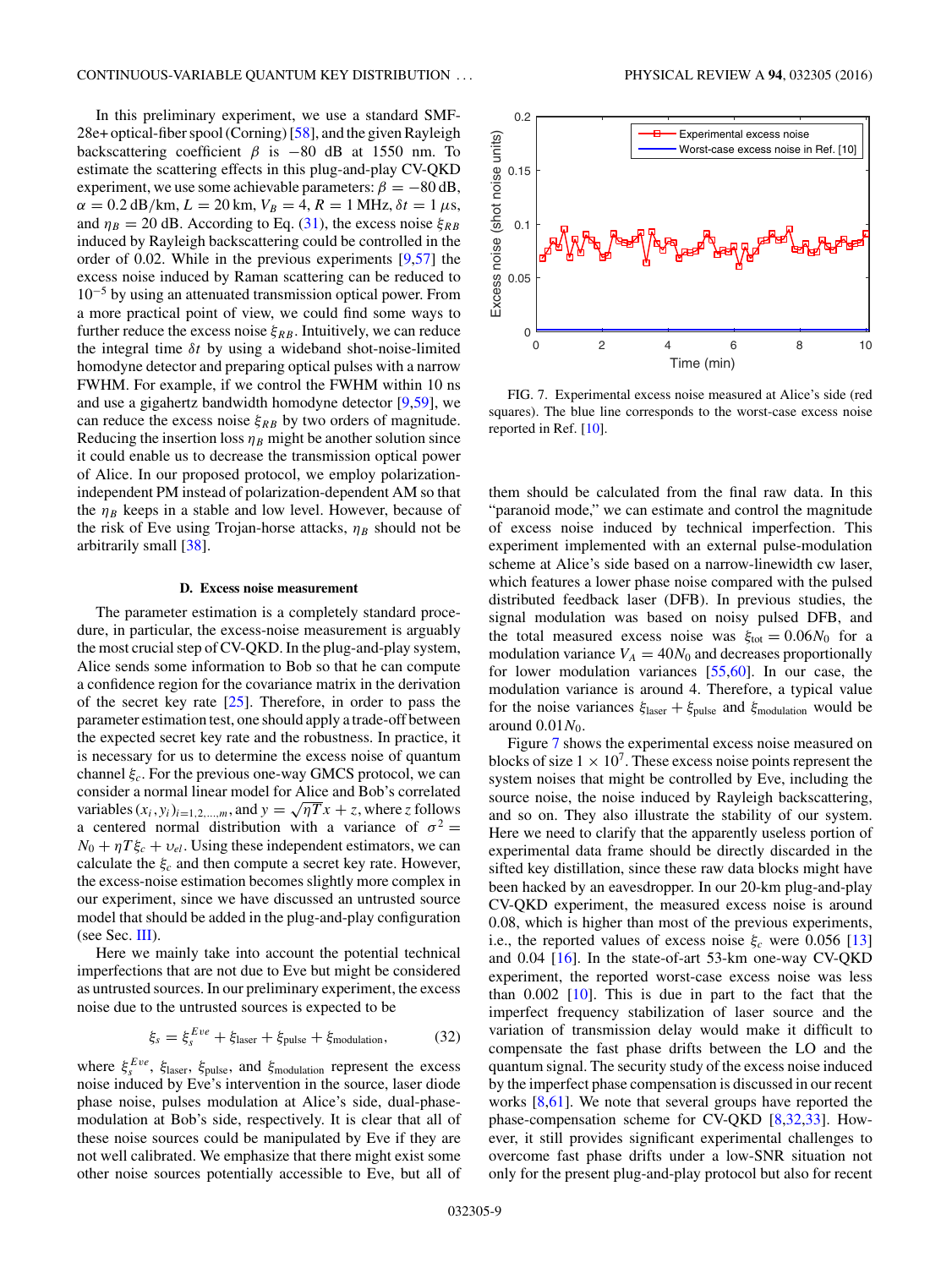In this preliminary experiment, we use a standard SMF-28e+ optical-fiber spool (Corning) [58], and the given Rayleigh backscattering coefficient $\beta$ is $-80$ dB at 1550 nm. To estimate the scattering effects in this plug-and-play CV-QKD experiment, we use some achievable parameters: $\beta = -80$ dB, $\alpha = 0.2$ dB/km, $L = 20$ km, $V_B = 4$, $R = 1$ MHz, $\delta t = 1\ \mu$s, and $\eta_B = 20$ dB. According to Eq. (31), the excess noise $\xi_{RB}$ induced by Rayleigh backscattering could be controlled in the order of 0.02. While in the previous experiments [9,57] the excess noise induced by Raman scattering can be reduced to $10^{-5}$ by using an attenuated transmission optical power. From a more practical point of view, we could find some ways to further reduce the excess noise $\xi_{RB}$. Intuitively, we can reduce the integral time $\delta t$ by using a wideband shot-noise-limited homodyne detector and preparing optical pulses with a narrow FWHM. For example, if we control the FWHM within 10 ns and use a gigahertz bandwidth homodyne detector [9,59], we can reduce the excess noise $\xi_{RB}$ by two orders of magnitude. Reducing the insertion loss $\eta_B$ might be another solution since it could enable us to decrease the transmission optical power of Alice. In our proposed protocol, we employ polarization-independent PM instead of polarization-dependent AM so that the $\eta_B$ keeps in a stable and low level. However, because of the risk of Eve using Trojan-horse attacks, $\eta_B$ should not be arbitrarily small [38].

### D. Excess noise measurement

The parameter estimation is a completely standard procedure, in particular, the excess-noise measurement is arguably the most crucial step of CV-QKD. In the plug-and-play system, Alice sends some information to Bob so that he can compute a confidence region for the covariance matrix in the derivation of the secret key rate [25]. Therefore, in order to pass the parameter estimation test, one should apply a trade-off between the expected secret key rate and the robustness. In practice, it is necessary for us to determine the excess noise of quantum channel $\xi_c$. For the previous one-way GMCS protocol, we can consider a normal linear model for Alice and Bob's correlated variables $(x_i, y_i)_{i=1,2,\ldots,m}$, and $y = \sqrt{\eta T}x + z$, where $z$ follows a centered normal distribution with a variance of $\sigma^2 = N_0 + \eta T \xi_c + \upsilon_{el}$. Using these independent estimators, we can calculate the $\xi_c$ and then compute a secret key rate. However, the excess-noise estimation becomes slightly more complex in our experiment, since we have discussed an untrusted source model that should be added in the plug-and-play configuration (see Sec. III).

Here we mainly take into account the potential technical imperfections that are not due to Eve but might be considered as untrusted sources. In our preliminary experiment, the excess noise due to the untrusted sources is expected to be

$$\xi_s = \xi_s^{Eve} + \xi_{\text{laser}} + \xi_{\text{pulse}} + \xi_{\text{modulation}}, \tag{32}$$

where $\xi_s^{Eve}$, $\xi_{\text{laser}}$, $\xi_{\text{pulse}}$, and $\xi_{\text{modulation}}$ represent the excess noise induced by Eve's intervention in the source, laser diode phase noise, pulses modulation at Alice's side, dual-phase-modulation at Bob's side, respectively. It is clear that all of these noise sources could be manipulated by Eve if they are not well calibrated. We emphasize that there might exist some other noise sources potentially accessible to Eve, but all of them should be calculated from the final raw data. In this "paranoid mode," we can estimate and control the magnitude of excess noise induced by technical imperfection. This experiment implemented with an external pulse-modulation scheme at Alice's side based on a narrow-linewidth cw laser, which features a lower phase noise compared with the pulsed distributed feedback laser (DFB). In previous studies, the signal modulation was based on noisy pulsed DFB, and the total measured excess noise was $\xi_{\text{tot}} = 0.06N_0$ for a modulation variance $V_A = 40N_0$ and decreases proportionally for lower modulation variances [55,60]. In our case, the modulation variance is around 4. Therefore, a typical value for the noise variances $\xi_{\text{laser}} + \xi_{\text{pulse}}$ and $\xi_{\text{modulation}}$ would be around $0.01N_0$.

FIG. 7. Experimental excess noise measured at Alice's side (red squares). The blue line corresponds to the worst-case excess noise reported in Ref. [10].

Figure 7 shows the experimental excess noise measured on blocks of size $1 \times 10^7$. These excess noise points represent the system noises that might be controlled by Eve, including the source noise, the noise induced by Rayleigh backscattering, and so on. They also illustrate the stability of our system. Here we need to clarify that the apparently useless portion of experimental data frame should be directly discarded in the sifted key distillation, since these raw data blocks might have been hacked by an eavesdropper. In our 20-km plug-and-play CV-QKD experiment, the measured excess noise is around 0.08, which is higher than most of the previous experiments, i.e., the reported values of excess noise $\xi_c$ were 0.056 [13] and 0.04 [16]. In the state-of-art 53-km one-way CV-QKD experiment, the reported worst-case excess noise was less than 0.002 [10]. This is due in part to the fact that the imperfect frequency stabilization of laser source and the variation of transmission delay would make it difficult to compensate the fast phase drifts between the LO and the quantum signal. The security study of the excess noise induced by the imperfect phase compensation is discussed in our recent works [8,61]. We note that several groups have reported the phase-compensation scheme for CV-QKD [8,32,33]. However, it still provides significant experimental challenges to overcome fast phase drifts under a low-SNR situation not only for the present plug-and-play protocol but also for recent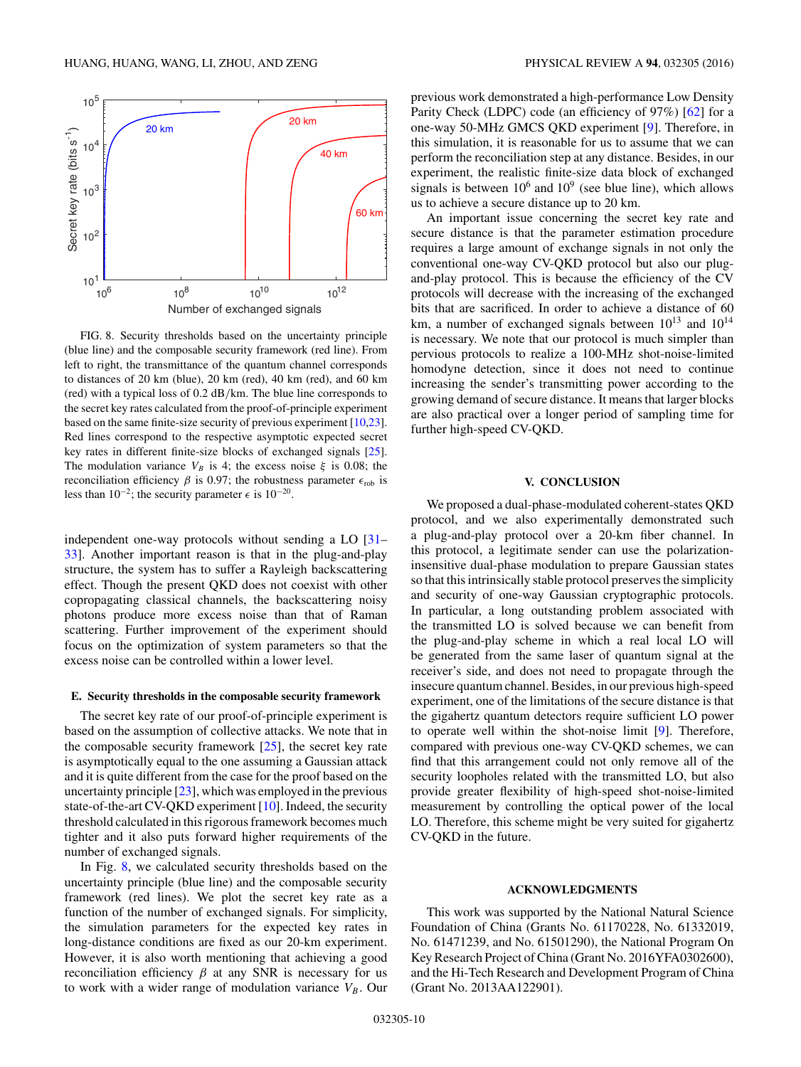FIG. 8. Security thresholds based on the uncertainty principle (blue line) and the composable security framework (red line). From left to right, the transmittance of the quantum channel corresponds to distances of 20 km (blue), 20 km (red), 40 km (red), and 60 km (red) with a typical loss of 0.2 dB/km. The blue line corresponds to the secret key rates calculated from the proof-of-principle experiment based on the same finite-size security of previous experiment [10,23]. Red lines correspond to the respective asymptotic expected secret key rates in different finite-size blocks of exchanged signals [25]. The modulation variance $V_B$ is 4; the excess noise $\xi$ is 0.08; the reconciliation efficiency $\beta$ is 0.97; the robustness parameter $\epsilon_{\rm rob}$ is less than $10^{-2}$; the security parameter $\epsilon$ is $10^{-20}$.

independent one-way protocols without sending a LO [31–33]. Another important reason is that in the plug-and-play structure, the system has to suffer a Rayleigh backscattering effect. Though the present QKD does not coexist with other copropagating classical channels, the backscattering noisy photons produce more excess noise than that of Raman scattering. Further improvement of the experiment should focus on the optimization of system parameters so that the excess noise can be controlled within a lower level.

### E. Security thresholds in the composable security framework

The secret key rate of our proof-of-principle experiment is based on the assumption of collective attacks. We note that in the composable security framework [25], the secret key rate is asymptotically equal to the one assuming a Gaussian attack and it is quite different from the case for the proof based on the uncertainty principle [23], which was employed in the previous state-of-the-art CV-QKD experiment [10]. Indeed, the security threshold calculated in this rigorous framework becomes much tighter and it also puts forward higher requirements of the number of exchanged signals.

In Fig. 8, we calculated security thresholds based on the uncertainty principle (blue line) and the composable security framework (red lines). We plot the secret key rate as a function of the number of exchanged signals. For simplicity, the simulation parameters for the expected key rates in long-distance conditions are fixed as our 20-km experiment. However, it is also worth mentioning that achieving a good reconciliation efficiency $\beta$ at any SNR is necessary for us to work with a wider range of modulation variance $V_B$. Our previous work demonstrated a high-performance Low Density Parity Check (LDPC) code (an efficiency of 97%) [62] for a one-way 50-MHz GMCS QKD experiment [9]. Therefore, in this simulation, it is reasonable for us to assume that we can perform the reconciliation step at any distance. Besides, in our experiment, the realistic finite-size data block of exchanged signals is between $10^6$ and $10^9$ (see blue line), which allows us to achieve a secure distance up to 20 km.

An important issue concerning the secret key rate and secure distance is that the parameter estimation procedure requires a large amount of exchange signals in not only the conventional one-way CV-QKD protocol but also our plug-and-play protocol. This is because the efficiency of the CV protocols will decrease with the increasing of the exchanged bits that are sacrificed. In order to achieve a distance of 60 km, a number of exchanged signals between $10^{13}$ and $10^{14}$ is necessary. We note that our protocol is much simpler than pervious protocols to realize a 100-MHz shot-noise-limited homodyne detection, since it does not need to continue increasing the sender's transmitting power according to the growing demand of secure distance. It means that larger blocks are also practical over a longer period of sampling time for further high-speed CV-QKD.

## V. CONCLUSION

We proposed a dual-phase-modulated coherent-states QKD protocol, and we also experimentally demonstrated such a plug-and-play protocol over a 20-km fiber channel. In this protocol, a legitimate sender can use the polarization-insensitive dual-phase modulation to prepare Gaussian states so that this intrinsically stable protocol preserves the simplicity and security of one-way Gaussian cryptographic protocols. In particular, a long outstanding problem associated with the transmitted LO is solved because we can benefit from the plug-and-play scheme in which a real local LO will be generated from the same laser of quantum signal at the receiver's side, and does not need to propagate through the insecure quantum channel. Besides, in our previous high-speed experiment, one of the limitations of the secure distance is that the gigahertz quantum detectors require sufficient LO power to operate well within the shot-noise limit [9]. Therefore, compared with previous one-way CV-QKD schemes, we can find that this arrangement could not only remove all of the security loopholes related with the transmitted LO, but also provide greater flexibility of high-speed shot-noise-limited measurement by controlling the optical power of the local LO. Therefore, this scheme might be very suited for gigahertz CV-QKD in the future.

## ACKNOWLEDGMENTS

This work was supported by the National Natural Science Foundation of China (Grants No. 61170228, No. 61332019, No. 61471239, and No. 61501290), the National Program On Key Research Project of China (Grant No. 2016YFA0302600), and the Hi-Tech Research and Development Program of China (Grant No. 2013AA122901).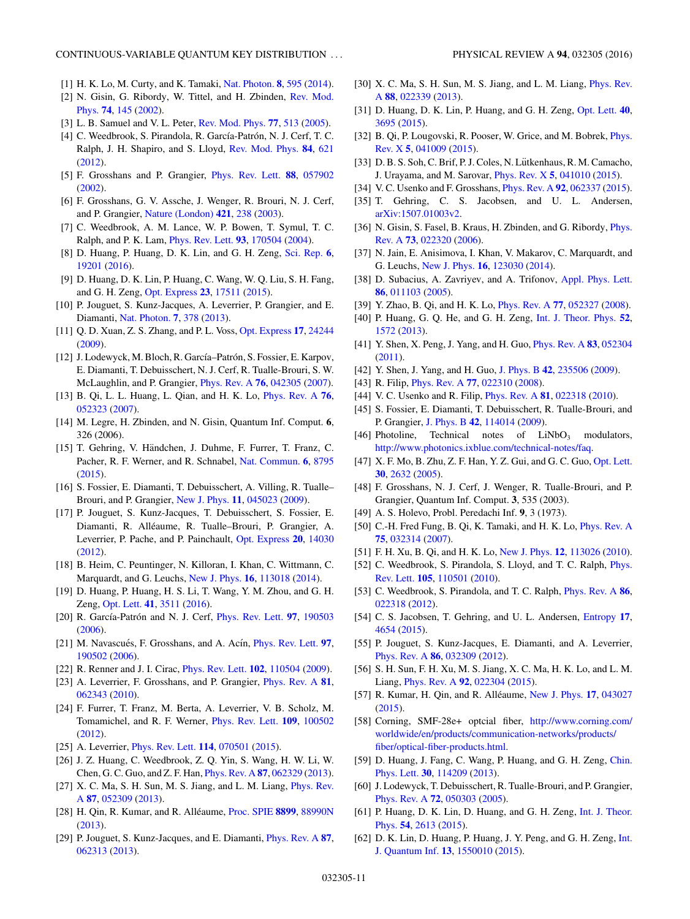[1] H. K. Lo, M. Curty, and K. Tamaki, Nat. Photon. **8**, 595 (2014).

[2] N. Gisin, G. Ribordy, W. Tittel, and H. Zbinden, Rev. Mod. Phys. **74**, 145 (2002).

[3] L. B. Samuel and V. L. Peter, Rev. Mod. Phys. **77**, 513 (2005).

[4] C. Weedbrook, S. Pirandola, R. García-Patrón, N. J. Cerf, T. C. Ralph, J. H. Shapiro, and S. Lloyd, Rev. Mod. Phys. **84**, 621 (2012).

[5] F. Grosshans and P. Grangier, Phys. Rev. Lett. **88**, 057902 (2002).

[6] F. Grosshans, G. V. Assche, J. Wenger, R. Brouri, N. J. Cerf, and P. Grangier, Nature (London) **421**, 238 (2003).

[7] C. Weedbrook, A. M. Lance, W. P. Bowen, T. Symul, T. C. Ralph, and P. K. Lam, Phys. Rev. Lett. **93**, 170504 (2004).

[8] D. Huang, P. Huang, D. K. Lin, and G. H. Zeng, Sci. Rep. **6**, 19201 (2016).

[9] D. Huang, D. K. Lin, P. Huang, C. Wang, W. Q. Liu, S. H. Fang, and G. H. Zeng, Opt. Express **23**, 17511 (2015).

[10] P. Jouguet, S. Kunz-Jacques, A. Leverrier, P. Grangier, and E. Diamanti, Nat. Photon. **7**, 378 (2013).

[11] Q. D. Xuan, Z. S. Zhang, and P. L. Voss, Opt. Express **17**, 24244 (2009).

[12] J. Lodewyck, M. Bloch, R. García–Patrón, S. Fossier, E. Karpov, E. Diamanti, T. Debuisschert, N. J. Cerf, R. Tualle-Brouri, S. W. McLaughlin, and P. Grangier, Phys. Rev. A **76**, 042305 (2007).

[13] B. Qi, L. L. Huang, L. Qian, and H. K. Lo, Phys. Rev. A **76**, 052323 (2007).

[14] M. Legre, H. Zbinden, and N. Gisin, Quantum Inf. Comput. **6**, 326 (2006).

[15] T. Gehring, V. Händchen, J. Duhme, F. Furrer, T. Franz, C. Pacher, R. F. Werner, and R. Schnabel, Nat. Commun. **6**, 8795 (2015).

[16] S. Fossier, E. Diamanti, T. Debuisschert, A. Villing, R. Tualle–Brouri, and P. Grangier, New J. Phys. **11**, 045023 (2009).

[17] P. Jouguet, S. Kunz-Jacques, T. Debuisschert, S. Fossier, E. Diamanti, R. Alléaume, R. Tualle–Brouri, P. Grangier, A. Leverrier, P. Pache, and P. Painchault, Opt. Express **20**, 14030 (2012).

[18] B. Heim, C. Peuntinger, N. Killoran, I. Khan, C. Wittmann, C. Marquardt, and G. Leuchs, New J. Phys. **16**, 113018 (2014).

[19] D. Huang, P. Huang, H. S. Li, T. Wang, Y. M. Zhou, and G. H. Zeng, Opt. Lett. **41**, 3511 (2016).

[20] R. García-Patrón and N. J. Cerf, Phys. Rev. Lett. **97**, 190503 (2006).

[21] M. Navascués, F. Grosshans, and A. Acín, Phys. Rev. Lett. **97**, 190502 (2006).

[22] R. Renner and J. I. Cirac, Phys. Rev. Lett. **102**, 110504 (2009).

[23] A. Leverrier, F. Grosshans, and P. Grangier, Phys. Rev. A **81**, 062343 (2010).

[24] F. Furrer, T. Franz, M. Berta, A. Leverrier, V. B. Scholz, M. Tomamichel, and R. F. Werner, Phys. Rev. Lett. **109**, 100502 (2012).

[25] A. Leverrier, Phys. Rev. Lett. **114**, 070501 (2015).

[26] J. Z. Huang, C. Weedbrook, Z. Q. Yin, S. Wang, H. W. Li, W. Chen, G. C. Guo, and Z. F. Han, Phys. Rev. A **87**, 062329 (2013).

[27] X. C. Ma, S. H. Sun, M. S. Jiang, and L. M. Liang, Phys. Rev. A **87**, 052309 (2013).

[28] H. Qin, R. Kumar, and R. Alléaume, Proc. SPIE **8899**, 88990N (2013).

[29] P. Jouguet, S. Kunz-Jacques, and E. Diamanti, Phys. Rev. A **87**, 062313 (2013).

[30] X. C. Ma, S. H. Sun, M. S. Jiang, and L. M. Liang, Phys. Rev. A **88**, 022339 (2013).

[31] D. Huang, D. K. Lin, P. Huang, and G. H. Zeng, Opt. Lett. **40**, 3695 (2015).

[32] B. Qi, P. Lougovski, R. Pooser, W. Grice, and M. Bobrek, Phys. Rev. X **5**, 041009 (2015).

[33] D. B. S. Soh, C. Brif, P. J. Coles, N. Lütkenhaus, R. M. Camacho, J. Urayama, and M. Sarovar, Phys. Rev. X **5**, 041010 (2015).

[34] V. C. Usenko and F. Grosshans, Phys. Rev. A **92**, 062337 (2015).

[35] T. Gehring, C. S. Jacobsen, and U. L. Andersen, arXiv:1507.01003v2.

[36] N. Gisin, S. Fasel, B. Kraus, H. Zbinden, and G. Ribordy, Phys. Rev. A **73**, 022320 (2006).

[37] N. Jain, E. Anisimova, I. Khan, V. Makarov, C. Marquardt, and G. Leuchs, New J. Phys. **16**, 123030 (2014).

[38] D. Subacius, A. Zavriyev, and A. Trifonov, Appl. Phys. Lett. **86**, 011103 (2005).

[39] Y. Zhao, B. Qi, and H. K. Lo, Phys. Rev. A **77**, 052327 (2008).

[40] P. Huang, G. Q. He, and G. H. Zeng, Int. J. Theor. Phys. **52**, 1572 (2013).

[41] Y. Shen, X. Peng, J. Yang, and H. Guo, Phys. Rev. A **83**, 052304 (2011).

[42] Y. Shen, J. Yang, and H. Guo, J. Phys. B **42**, 235506 (2009).

[43] R. Filip, Phys. Rev. A **77**, 022310 (2008).

[44] V. C. Usenko and R. Filip, Phys. Rev. A **81**, 022318 (2010).

[45] S. Fossier, E. Diamanti, T. Debuisschert, R. Tualle-Brouri, and P. Grangier, J. Phys. B **42**, 114014 (2009).

[46] Photoline, Technical notes of $LiNbO_3$ modulators, http://www.photonics.ixblue.com/technical-notes/faq.

[47] X. F. Mo, B. Zhu, Z. F. Han, Y. Z. Gui, and G. C. Guo, Opt. Lett. **30**, 2632 (2005).

[48] F. Grosshans, N. J. Cerf, J. Wenger, R. Tualle-Brouri, and P. Grangier, Quantum Inf. Comput. **3**, 535 (2003).

[49] A. S. Holevo, Probl. Peredachi Inf. **9**, 3 (1973).

[50] C.-H. Fred Fung, B. Qi, K. Tamaki, and H. K. Lo, Phys. Rev. A **75**, 032314 (2007).

[51] F. H. Xu, B. Qi, and H. K. Lo, New J. Phys. **12**, 113026 (2010).

[52] C. Weedbrook, S. Pirandola, S. Lloyd, and T. C. Ralph, Phys. Rev. Lett. **105**, 110501 (2010).

[53] C. Weedbrook, S. Pirandola, and T. C. Ralph, Phys. Rev. A **86**, 022318 (2012).

[54] C. S. Jacobsen, T. Gehring, and U. L. Andersen, Entropy **17**, 4654 (2015).

[55] P. Jouguet, S. Kunz-Jacques, E. Diamanti, and A. Leverrier, Phys. Rev. A **86**, 032309 (2012).

[56] S. H. Sun, F. H. Xu, M. S. Jiang, X. C. Ma, H. K. Lo, and L. M. Liang, Phys. Rev. A **92**, 022304 (2015).

[57] R. Kumar, H. Qin, and R. Alléaume, New J. Phys. **17**, 043027 (2015).

[58] Corning, SMF-28e+ optcial fiber, http://www.corning.com/worldwide/en/products/communication-networks/products/fiber/optical-fiber-products.html.

[59] D. Huang, J. Fang, C. Wang, P. Huang, and G. H. Zeng, Chin. Phys. Lett. **30**, 114209 (2013).

[60] J. Lodewyck, T. Debuisschert, R. Tualle-Brouri, and P. Grangier, Phys. Rev. A **72**, 050303 (2005).

[61] P. Huang, D. K. Lin, D. Huang, and G. H. Zeng, Int. J. Theor. Phys. **54**, 2613 (2015).

[62] D. K. Lin, D. Huang, P. Huang, J. Y. Peng, and G. H. Zeng, Int. J. Quantum Inf. **13**, 1550010 (2015).